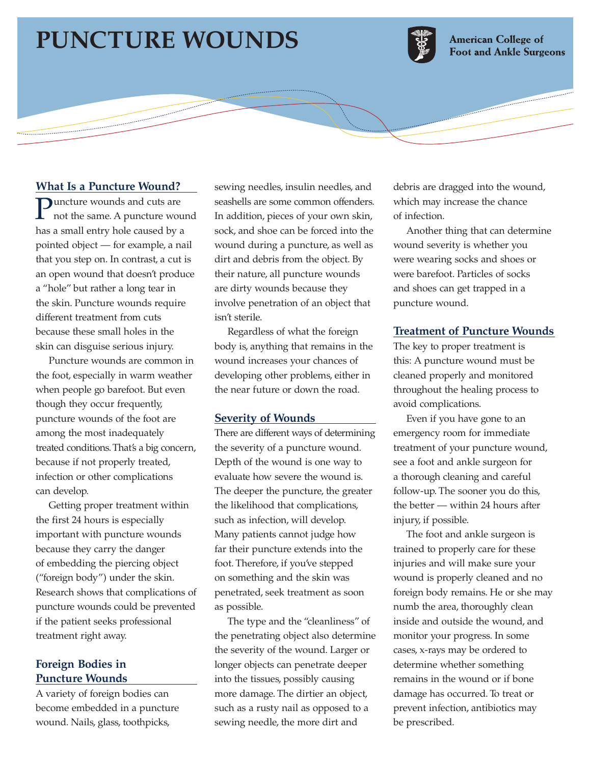# PUNCTURE WOUNDS

American College of Foot and Ankle Surgeons

## What Is a Puncture Wound?

Puncture wounds and cuts are not the same. A puncture wound has a small entry hole caused by a pointed object — for example, a nail that you step on. In contrast, a cut is an open wound that doesn't produce a "hole" but rather a long tear in the skin. Puncture wounds require different treatment from cuts because these small holes in the skin can disguise serious injury.

Puncture wounds are common in the foot, especially in warm weather when people go barefoot. But even though they occur frequently, puncture wounds of the foot are among the most inadequately treated conditions. That's a big concern, because if not properly treated, infection or other complications can develop.

Getting proper treatment within the first 24 hours is especially important with puncture wounds because they carry the danger of embedding the piercing object ("foreign body") under the skin. Research shows that complications of puncture wounds could be prevented if the patient seeks professional treatment right away.

## Foreign Bodies in Puncture Wounds

A variety of foreign bodies can become embedded in a puncture wound. Nails, glass, toothpicks, sewing needles, insulin needles, and seashells are some common offenders. In addition, pieces of your own skin, sock, and shoe can be forced into the wound during a puncture, as well as dirt and debris from the object. By their nature, all puncture wounds are dirty wounds because they involve penetration of an object that isn't sterile.

Regardless of what the foreign body is, anything that remains in the wound increases your chances of developing other problems, either in the near future or down the road.

## Severity of Wounds

There are different ways of determining the severity of a puncture wound. Depth of the wound is one way to evaluate how severe the wound is. The deeper the puncture, the greater the likelihood that complications, such as infection, will develop. Many patients cannot judge how far their puncture extends into the foot. Therefore, if you've stepped on something and the skin was penetrated, seek treatment as soon as possible.

The type and the "cleanliness" of the penetrating object also determine the severity of the wound. Larger or longer objects can penetrate deeper into the tissues, possibly causing more damage. The dirtier an object, such as a rusty nail as opposed to a sewing needle, the more dirt and debris are dragged into the wound, which may increase the chance of infection.

Another thing that can determine wound severity is whether you were wearing socks and shoes or were barefoot. Particles of socks and shoes can get trapped in a puncture wound.

## Treatment of Puncture Wounds

The key to proper treatment is this: A puncture wound must be cleaned properly and monitored throughout the healing process to avoid complications.

Even if you have gone to an emergency room for immediate treatment of your puncture wound, see a foot and ankle surgeon for a thorough cleaning and careful follow-up. The sooner you do this, the better — within 24 hours after injury, if possible.

The foot and ankle surgeon is trained to properly care for these injuries and will make sure your wound is properly cleaned and no foreign body remains. He or she may numb the area, thoroughly clean inside and outside the wound, and monitor your progress. In some cases, x-rays may be ordered to determine whether something remains in the wound or if bone damage has occurred. To treat or prevent infection, antibiotics may be prescribed.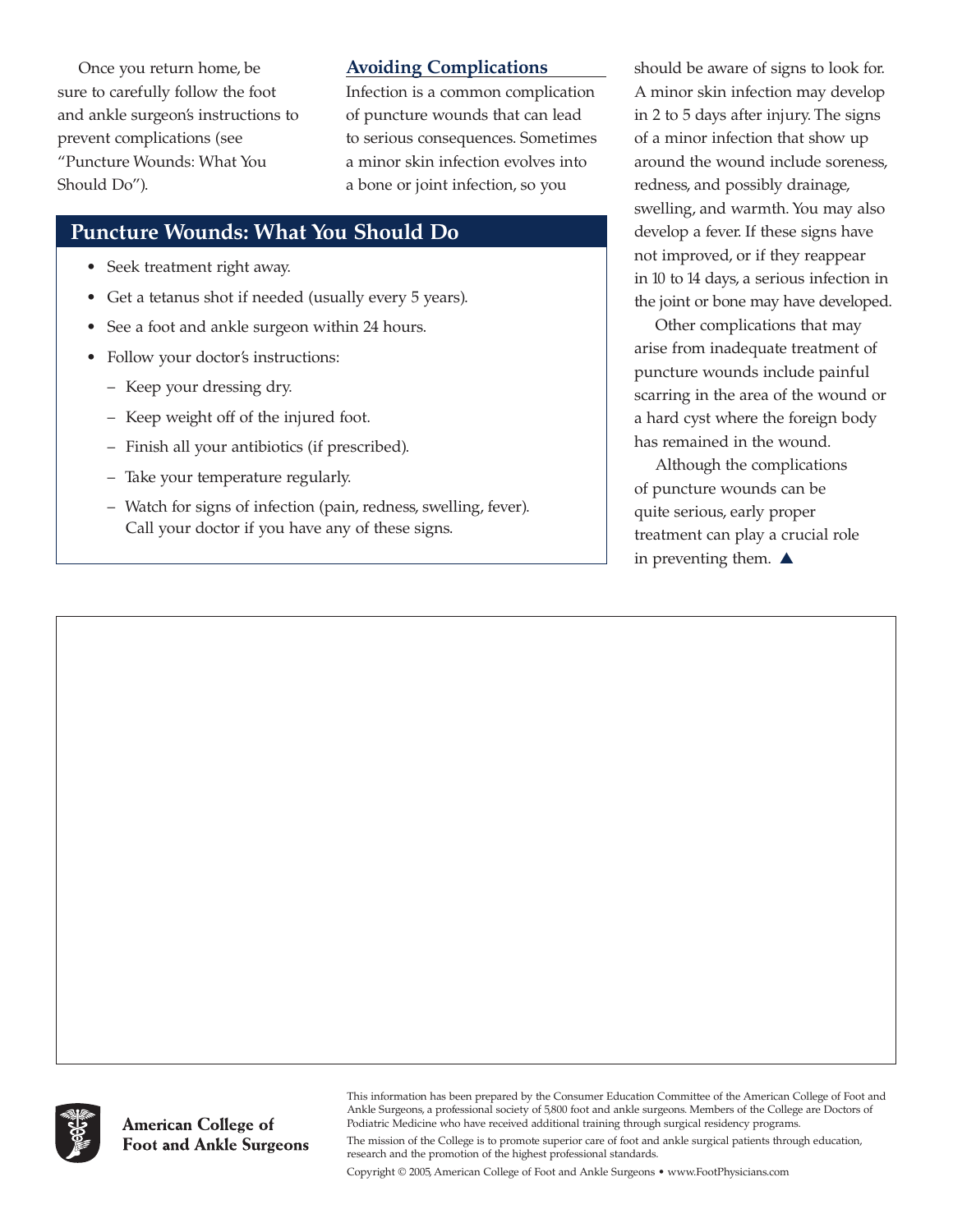Once you return home, be sure to carefully follow the foot and ankle surgeon's instructions to prevent complications (see "Puncture Wounds: What You Should Do").

## Puncture Wounds: What You Should Do

- Seek treatment right away.
- Get a tetanus shot if needed (usually every 5 years).
- See a foot and ankle surgeon within 24 hours.
- Follow your doctor's instructions:
  - Keep your dressing dry.
  - Keep weight off of the injured foot.
  - Finish all your antibiotics (if prescribed).
  - Take your temperature regularly.
  - Watch for signs of infection (pain, redness, swelling, fever). Call your doctor if you have any of these signs.

## Avoiding Complications

Infection is a common complication of puncture wounds that can lead to serious consequences. Sometimes a minor skin infection evolves into a bone or joint infection, so you should be aware of signs to look for. A minor skin infection may develop in 2 to 5 days after injury. The signs of a minor infection that show up around the wound include soreness, redness, and possibly drainage, swelling, and warmth. You may also develop a fever. If these signs have not improved, or if they reappear in 10 to 14 days, a serious infection in the joint or bone may have developed.

Other complications that may arise from inadequate treatment of puncture wounds include painful scarring in the area of the wound or a hard cyst where the foreign body has remained in the wound.

Although the complications of puncture wounds can be quite serious, early proper treatment can play a crucial role in preventing them. ▲

**American College of Foot and Ankle Surgeons**

This information has been prepared by the Consumer Education Committee of the American College of Foot and Ankle Surgeons, a professional society of 5,800 foot and ankle surgeons. Members of the College are Doctors of Podiatric Medicine who have received additional training through surgical residency programs.

The mission of the College is to promote superior care of foot and ankle surgical patients through education, research and the promotion of the highest professional standards.

Copyright © 2005, American College of Foot and Ankle Surgeons • www.FootPhysicians.com